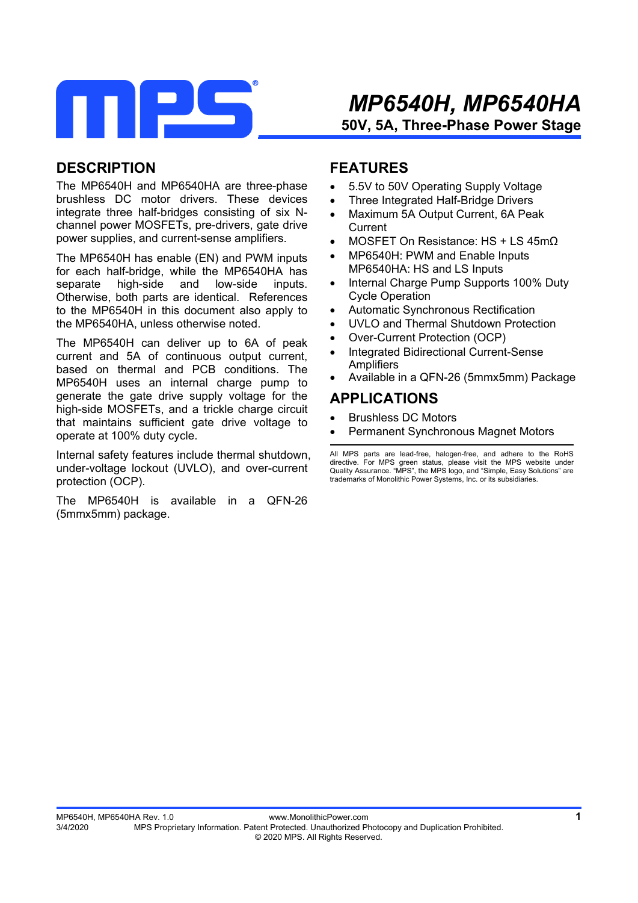# MP6540H, MP6540HA

## 50V, 5A, Three-Phase Power Stage

## DESCRIPTION

The MP6540H and MP6540HA are three-phase brushless DC motor drivers. These devices integrate three half-bridges consisting of six N-channel power MOSFETs, pre-drivers, gate drive power supplies, and current-sense amplifiers.

The MP6540H has enable (EN) and PWM inputs for each half-bridge, while the MP6540HA has separate high-side and low-side inputs. Otherwise, both parts are identical. References to the MP6540H in this document also apply to the MP6540HA, unless otherwise noted.

The MP6540H can deliver up to 6A of peak current and 5A of continuous output current, based on thermal and PCB conditions. The MP6540H uses an internal charge pump to generate the gate drive supply voltage for the high-side MOSFETs, and a trickle charge circuit that maintains sufficient gate drive voltage to operate at 100% duty cycle.

Internal safety features include thermal shutdown, under-voltage lockout (UVLO), and over-current protection (OCP).

The MP6540H is available in a QFN-26 (5mmx5mm) package.

## FEATURES

- 5.5V to 50V Operating Supply Voltage
- Three Integrated Half-Bridge Drivers
- Maximum 5A Output Current, 6A Peak Current
- MOSFET On Resistance: HS + LS 45mΩ
- MP6540H: PWM and Enable Inputs
  MP6540HA: HS and LS Inputs
- Internal Charge Pump Supports 100% Duty Cycle Operation
- Automatic Synchronous Rectification
- UVLO and Thermal Shutdown Protection
- Over-Current Protection (OCP)
- Integrated Bidirectional Current-Sense Amplifiers
- Available in a QFN-26 (5mmx5mm) Package

## APPLICATIONS

- Brushless DC Motors
- Permanent Synchronous Magnet Motors

All MPS parts are lead-free, halogen-free, and adhere to the RoHS directive. For MPS green status, please visit the MPS website under Quality Assurance. "MPS", the MPS logo, and "Simple, Easy Solutions" are trademarks of Monolithic Power Systems, Inc. or its subsidiaries.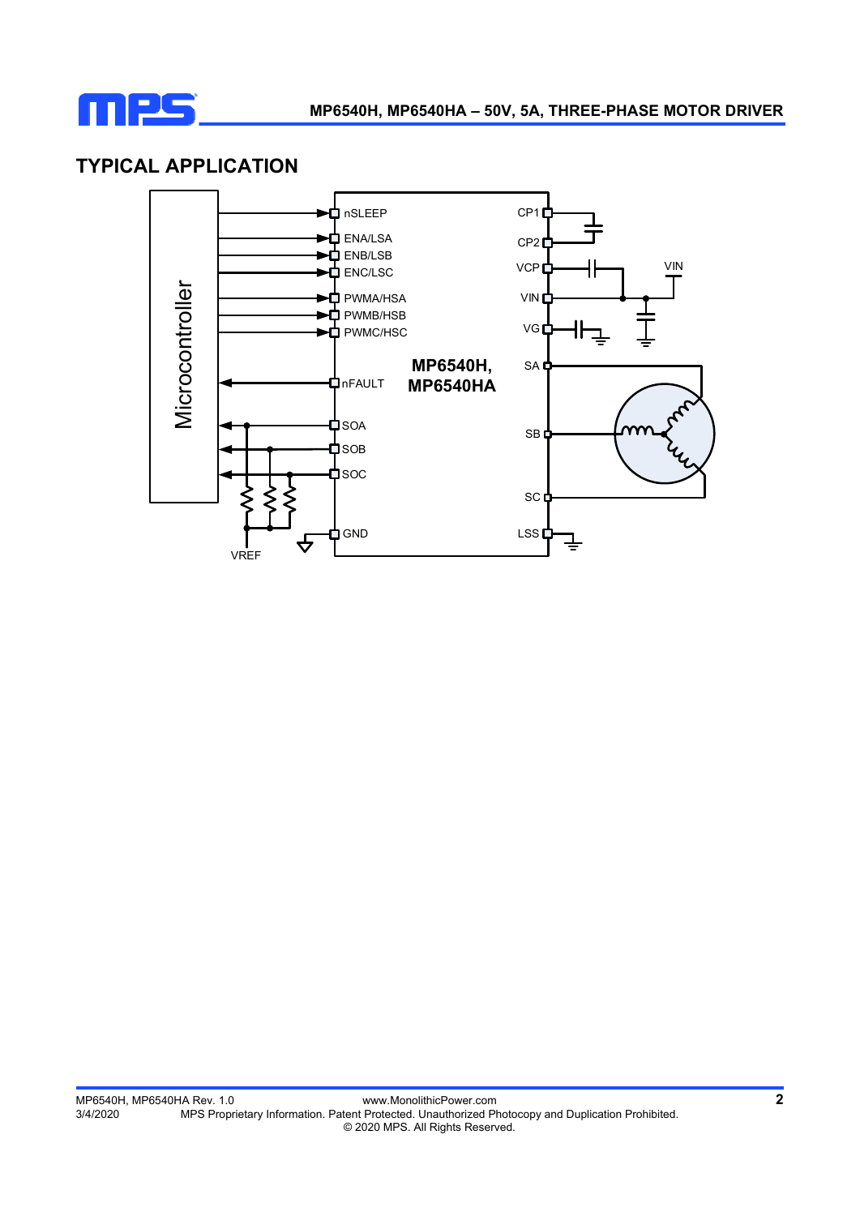## TYPICAL APPLICATION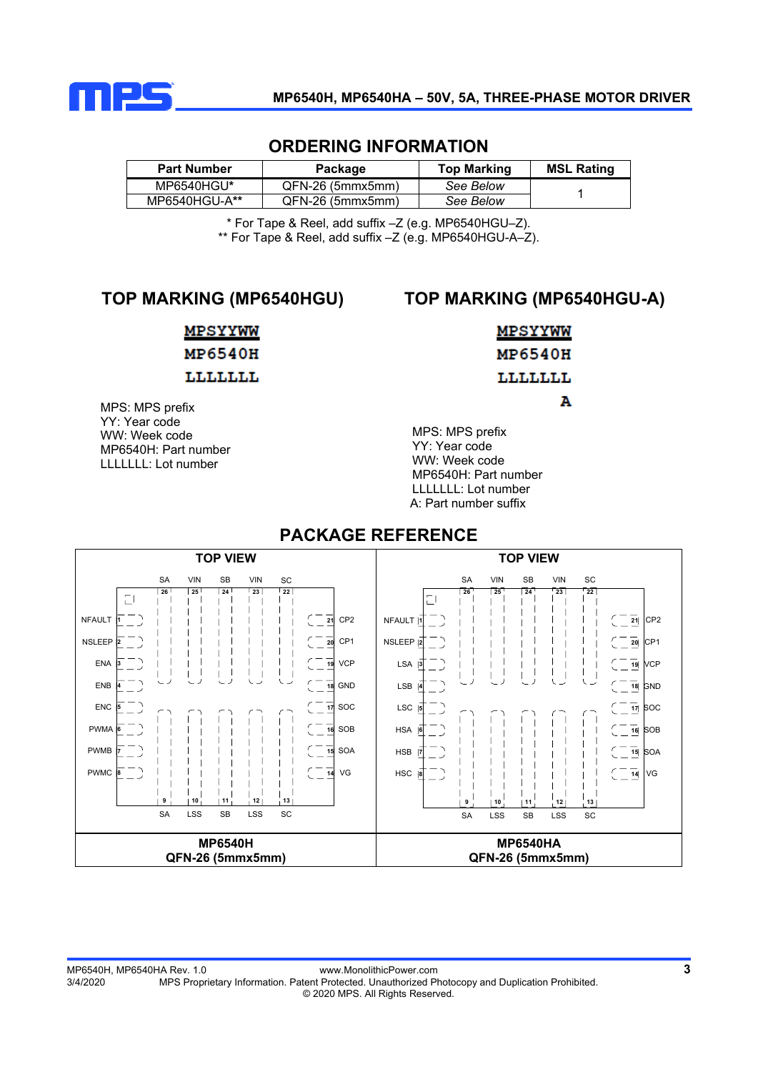## ORDERING INFORMATION

| Part Number | Package | Top Marking | MSL Rating |
|---|---|---|---|
| MP6540HGU* | QFN-26 (5mmx5mm) | *See Below* | 1 |
| MP6540HGU-A** | QFN-26 (5mmx5mm) | *See Below* | |

\* For Tape & Reel, add suffix –Z (e.g. MP6540HGU–Z).
** For Tape & Reel, add suffix –Z (e.g. MP6540HGU-A–Z).

## TOP MARKING (MP6540HGU)

MPSYYWW
MP6540H
LLLLLLL

MPS: MPS prefix
YY: Year code
WW: Week code
MP6540H: Part number
LLLLLLL: Lot number

## TOP MARKING (MP6540HGU-A)

MPSYYWW
MP6540H
LLLLLLL
A

MPS: MPS prefix
YY: Year code
WW: Week code
MP6540H: Part number
LLLLLLL: Lot number
A: Part number suffix

## PACKAGE REFERENCE

**TOP VIEW**

**MP6540H**
**QFN-26 (5mmx5mm)**

| Pin | Name | Pin | Name |
|---|---|---|---|
| 1 | NFAULT | 14 | VG |
| 2 | NSLEEP | 15 | SOA |
| 3 | ENA | 16 | SOB |
| 4 | ENB | 17 | SOC |
| 5 | ENC | 18 | GND |
| 6 | PWMA | 19 | VCP |
| 7 | PWMB | 20 | CP1 |
| 8 | PWMC | 21 | CP2 |
| 9 | SA | 22 | SC |
| 10 | LSS | 23 | VIN |
| 11 | SB | 24 | SB |
| 12 | LSS | 25 | VIN |
| 13 | SC | 26 | SA |

**TOP VIEW**

**MP6540HA**
**QFN-26 (5mmx5mm)**

| Pin | Name | Pin | Name |
|---|---|---|---|
| 1 | NFAULT | 14 | VG |
| 2 | NSLEEP | 15 | SOA |
| 3 | LSA | 16 | SOB |
| 4 | LSB | 17 | SOC |
| 5 | LSC | 18 | GND |
| 6 | HSA | 19 | VCP |
| 7 | HSB | 20 | CP1 |
| 8 | HSC | 21 | CP2 |
| 9 | SA | 22 | SC |
| 10 | LSS | 23 | VIN |
| 11 | SB | 24 | SB |
| 12 | LSS | 25 | VIN |
| 13 | SC | 26 | SA |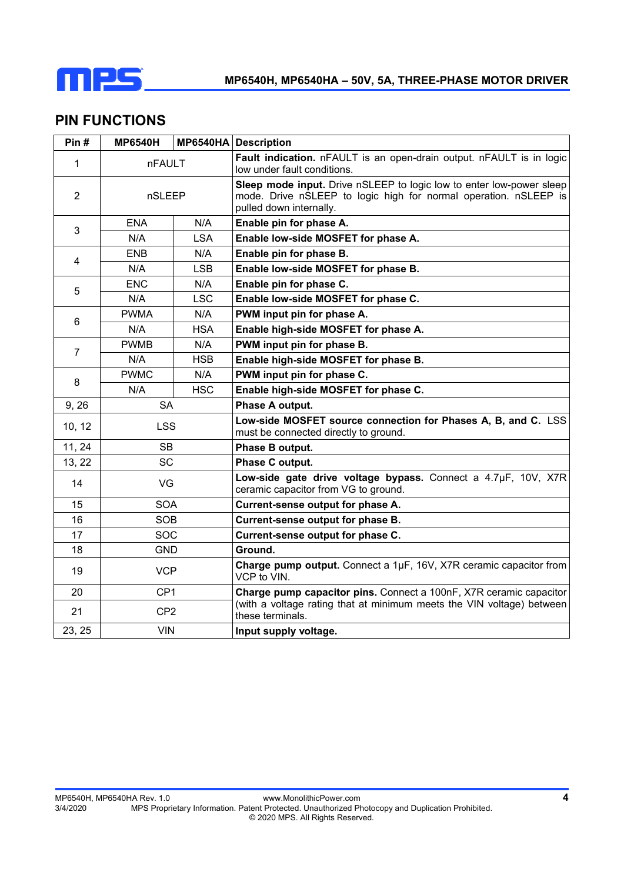## PIN FUNCTIONS

| Pin # | MP6540H | MP6540HA | Description |
|---|---|---|---|
| 1 | nFAULT | | **Fault indication.** nFAULT is an open-drain output. nFAULT is in logic low under fault conditions. |
| 2 | nSLEEP | | **Sleep mode input.** Drive nSLEEP to logic low to enter low-power sleep mode. Drive nSLEEP to logic high for normal operation. nSLEEP is pulled down internally. |
| 3 | ENA | N/A | **Enable pin for phase A.** |
| | N/A | LSA | **Enable low-side MOSFET for phase A.** |
| 4 | ENB | N/A | **Enable pin for phase B.** |
| | N/A | LSB | **Enable low-side MOSFET for phase B.** |
| 5 | ENC | N/A | **Enable pin for phase C.** |
| | N/A | LSC | **Enable low-side MOSFET for phase C.** |
| 6 | PWMA | N/A | **PWM input pin for phase A.** |
| | N/A | HSA | **Enable high-side MOSFET for phase A.** |
| 7 | PWMB | N/A | **PWM input pin for phase B.** |
| | N/A | HSB | **Enable high-side MOSFET for phase B.** |
| 8 | PWMC | N/A | **PWM input pin for phase C.** |
| | N/A | HSC | **Enable high-side MOSFET for phase C.** |
| 9, 26 | SA | | **Phase A output.** |
| 10, 12 | LSS | | **Low-side MOSFET source connection for Phases A, B, and C.** LSS must be connected directly to ground. |
| 11, 24 | SB | | **Phase B output.** |
| 13, 22 | SC | | **Phase C output.** |
| 14 | VG | | **Low-side gate drive voltage bypass.** Connect a 4.7µF, 10V, X7R ceramic capacitor from VG to ground. |
| 15 | SOA | | **Current-sense output for phase A.** |
| 16 | SOB | | **Current-sense output for phase B.** |
| 17 | SOC | | **Current-sense output for phase C.** |
| 18 | GND | | **Ground.** |
| 19 | VCP | | **Charge pump output.** Connect a 1µF, 16V, X7R ceramic capacitor from VCP to VIN. |
| 20 | CP1 | | **Charge pump capacitor pins.** Connect a 100nF, X7R ceramic capacitor (with a voltage rating that at minimum meets the VIN voltage) between these terminals. |
| 21 | CP2 | | |
| 23, 25 | VIN | | **Input supply voltage.** |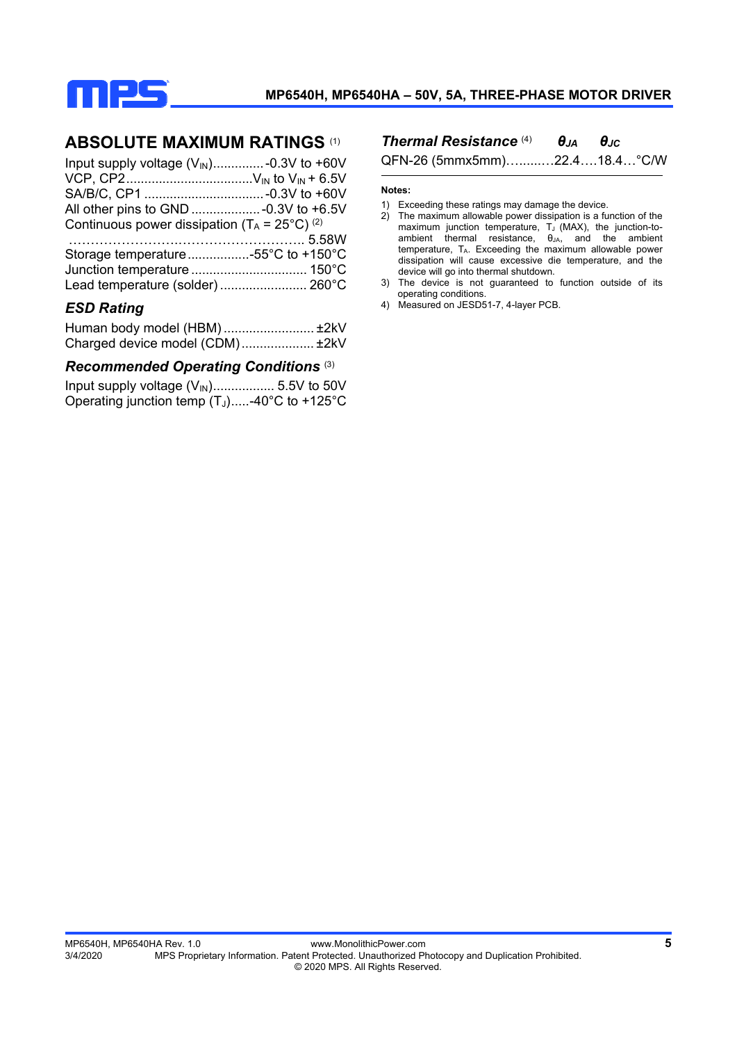## ABSOLUTE MAXIMUM RATINGS [1]

Input supply voltage ($V_{IN}$)............. -0.3V to +60V
VCP, CP2.................................. $V_{IN}$ to $V_{IN}$ + 6.5V
SA/B/C, CP1 ................................ -0.3V to +60V
All other pins to GND ................... -0.3V to +6.5V
Continuous power dissipation ($T_A$ = 25°C) [2]
………………………………………………. 5.58W
Storage temperature .................-55°C to +150°C
Junction temperature ................................ 150°C
Lead temperature (solder) ........................ 260°C

### ESD Rating

Human body model (HBM) ......................... ±2kV
Charged device model (CDM) .................... ±2kV

### Recommended Operating Conditions [3]

Input supply voltage ($V_{IN}$)................. 5.5V to 50V
Operating junction temp ($T_J$).....-40°C to +125°C

| Thermal Resistance [4] | $\theta_{JA}$ | $\theta_{JC}$ | |
|---|---|---|---|
| QFN-26 (5mmx5mm) | 22.4 | 18.4 | °C/W |

**Notes:**

1) Exceeding these ratings may damage the device.
2) The maximum allowable power dissipation is a function of the maximum junction temperature, $T_J$ (MAX), the junction-to-ambient thermal resistance, $\theta_{JA}$, and the ambient temperature, $T_A$. Exceeding the maximum allowable power dissipation will cause excessive die temperature, and the device will go into thermal shutdown.
3) The device is not guaranteed to function outside of its operating conditions.
4) Measured on JESD51-7, 4-layer PCB.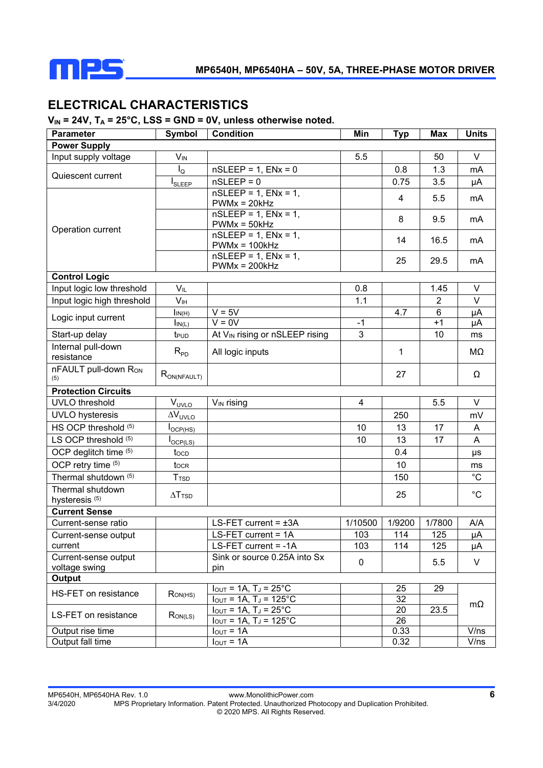## ELECTRICAL CHARACTERISTICS

**$V_{IN}$ = 24V, $T_A$ = 25°C, LSS = GND = 0V, unless otherwise noted.**

| Parameter | Symbol | Condition | Min | Typ | Max | Units |
|---|---|---|---|---|---|---|
| **Power Supply** | | | | | | |
| Input supply voltage | $V_{IN}$ | | 5.5 | | 50 | V |
| Quiescent current | $I_Q$ | nSLEEP = 1, ENx = 0 | | 0.8 | 1.3 | mA |
| | $I_{SLEEP}$ | nSLEEP = 0 | | 0.75 | 3.5 | µA |
| Operation current | | nSLEEP = 1, ENx = 1, PWMx = 20kHz | | 4 | 5.5 | mA |
| | | nSLEEP = 1, ENx = 1, PWMx = 50kHz | | 8 | 9.5 | mA |
| | | nSLEEP = 1, ENx = 1, PWMx = 100kHz | | 14 | 16.5 | mA |
| | | nSLEEP = 1, ENx = 1, PWMx = 200kHz | | 25 | 29.5 | mA |
| **Control Logic** | | | | | | |
| Input logic low threshold | $V_{IL}$ | | 0.8 | | 1.45 | V |
| Input logic high threshold | $V_{IH}$ | | 1.1 | | 2 | V |
| Logic input current | $I_{IN(H)}$ | V = 5V | | 4.7 | 6 | µA |
| | $I_{IN(L)}$ | V = 0V | -1 | | +1 | µA |
| Start-up delay | $t_{PUD}$ | At $V_{IN}$ rising or nSLEEP rising | 3 | | 10 | ms |
| Internal pull-down resistance | $R_{PD}$ | All logic inputs | | 1 | | MΩ |
| nFAULT pull-down $R_{ON}$ [5] | $R_{ON(NFAULT)}$ | | | 27 | | Ω |
| **Protection Circuits** | | | | | | |
| UVLO threshold | $V_{UVLO}$ | $V_{IN}$ rising | 4 | | 5.5 | V |
| UVLO hysteresis | $\Delta V_{UVLO}$ | | | 250 | | mV |
| HS OCP threshold [5] | $I_{OCP(HS)}$ | | 10 | 13 | 17 | A |
| LS OCP threshold [5] | $I_{OCP(LS)}$ | | 10 | 13 | 17 | A |
| OCP deglitch time [5] | $t_{OCD}$ | | | 0.4 | | µs |
| OCP retry time [5] | $t_{OCR}$ | | | 10 | | ms |
| Thermal shutdown [5] | $T_{TSD}$ | | | 150 | | °C |
| Thermal shutdown hysteresis [5] | $\Delta T_{TSD}$ | | | 25 | | °C |
| **Current Sense** | | | | | | |
| Current-sense ratio | | LS-FET current = ±3A | 1/10500 | 1/9200 | 1/7800 | A/A |
| Current-sense output current | | LS-FET current = 1A | 103 | 114 | 125 | µA |
| | | LS-FET current = -1A | 103 | 114 | 125 | µA |
| Current-sense output voltage swing | | Sink or source 0.25A into Sx pin | 0 | | 5.5 | V |
| **Output** | | | | | | |
| HS-FET on resistance | $R_{ON(HS)}$ | $I_{OUT}$ = 1A, $T_J$ = 25°C | | 25 | 29 | mΩ |
| | | $I_{OUT}$ = 1A, $T_J$ = 125°C | | 32 | | mΩ |
| LS-FET on resistance | $R_{ON(LS)}$ | $I_{OUT}$ = 1A, $T_J$ = 25°C | | 20 | 23.5 | mΩ |
| | | $I_{OUT}$ = 1A, $T_J$ = 125°C | | 26 | | mΩ |
| Output rise time | | $I_{OUT}$ = 1A | | 0.33 | | V/ns |
| Output fall time | | $I_{OUT}$ = 1A | | 0.32 | | V/ns |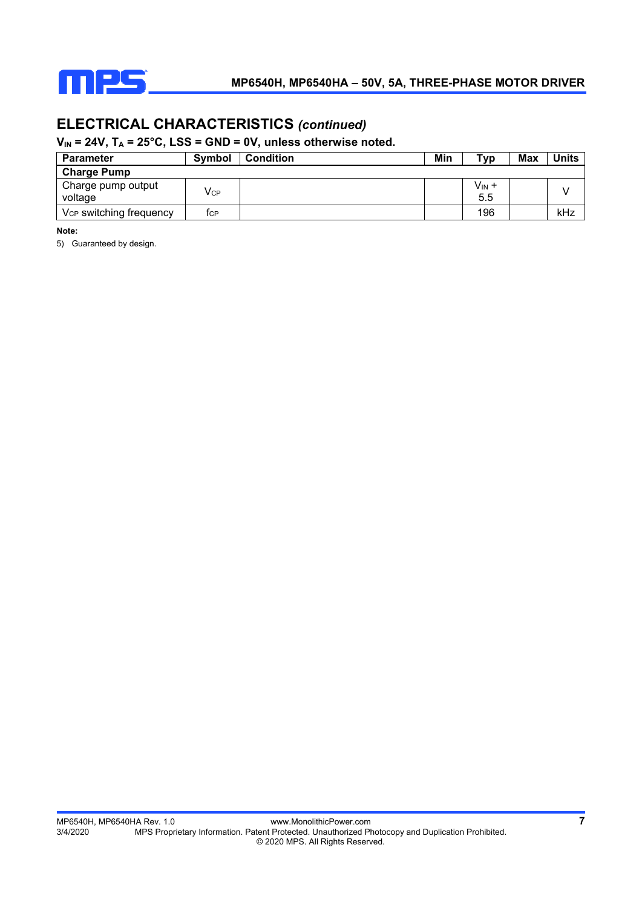## ELECTRICAL CHARACTERISTICS *(continued)*

**$V_{IN}$ = 24V, $T_A$ = 25°C, LSS = GND = 0V, unless otherwise noted.**

| Parameter | Symbol | Condition | Min | Typ | Max | Units |
|---|---|---|---|---|---|---|
| **Charge Pump** | | | | | | |
| Charge pump output voltage | $V_{CP}$ | | | $V_{IN}$ + 5.5 | | V |
| $V_{CP}$ switching frequency | $f_{CP}$ | | | 196 | | kHz |

**Note:**

5) Guaranteed by design.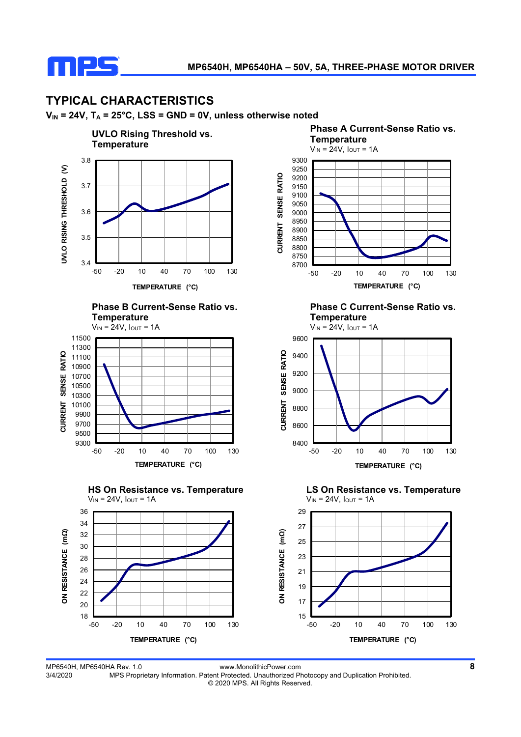## TYPICAL CHARACTERISTICS

$V_{IN}$ = 24V, $T_A$ = 25°C, LSS = GND = 0V, unless otherwise noted

**UVLO Rising Threshold vs. Temperature**

UVLO RISING THRESHOLD (V)

TEMPERATURE (°C)

**Phase A Current-Sense Ratio vs. Temperature**

$V_{IN}$ = 24V, $I_{OUT}$ = 1A

CURRENT SENSE RATIO

TEMPERATURE (°C)

**Phase B Current-Sense Ratio vs. Temperature**

$V_{IN}$ = 24V, $I_{OUT}$ = 1A

CURRENT SENSE RATIO

TEMPERATURE (°C)

**Phase C Current-Sense Ratio vs. Temperature**

$V_{IN}$ = 24V, $I_{OUT}$ = 1A

CURRENT SENSE RATIO

TEMPERATURE (°C)

**HS On Resistance vs. Temperature**

$V_{IN}$ = 24V, $I_{OUT}$ = 1A

ON RESISTANCE (mΩ)

TEMPERATURE (°C)

**LS On Resistance vs. Temperature**

$V_{IN}$ = 24V, $I_{OUT}$ = 1A

ON RESISTANCE (mΩ)

TEMPERATURE (°C)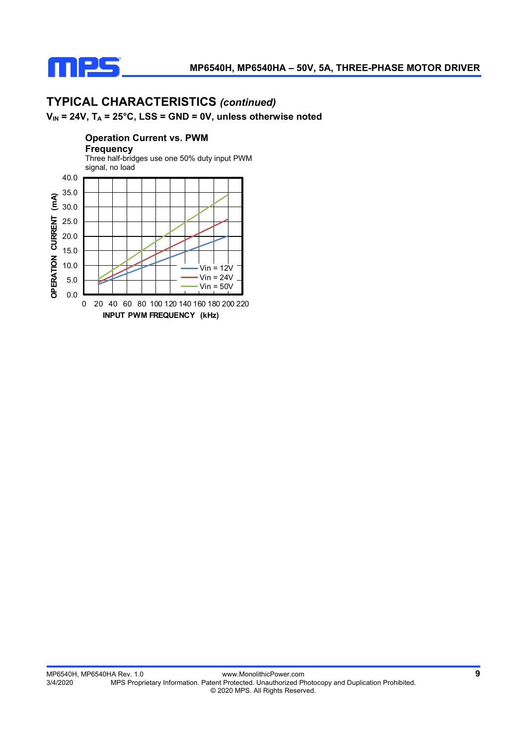## TYPICAL CHARACTERISTICS *(continued)*

**$V_{IN}$ = 24V, $T_A$ = 25°C, LSS = GND = 0V, unless otherwise noted**

**Operation Current vs. PWM Frequency**

Three half-bridges use one 50% duty input PWM signal, no load

OPERATION CURRENT (mA)

40.0
35.0
30.0
25.0
20.0
15.0
10.0
5.0
0.0

0 20 40 60 80 100 120 140 160 180 200 220

INPUT PWM FREQUENCY (kHz)

Vin = 12V
Vin = 24V
Vin = 50V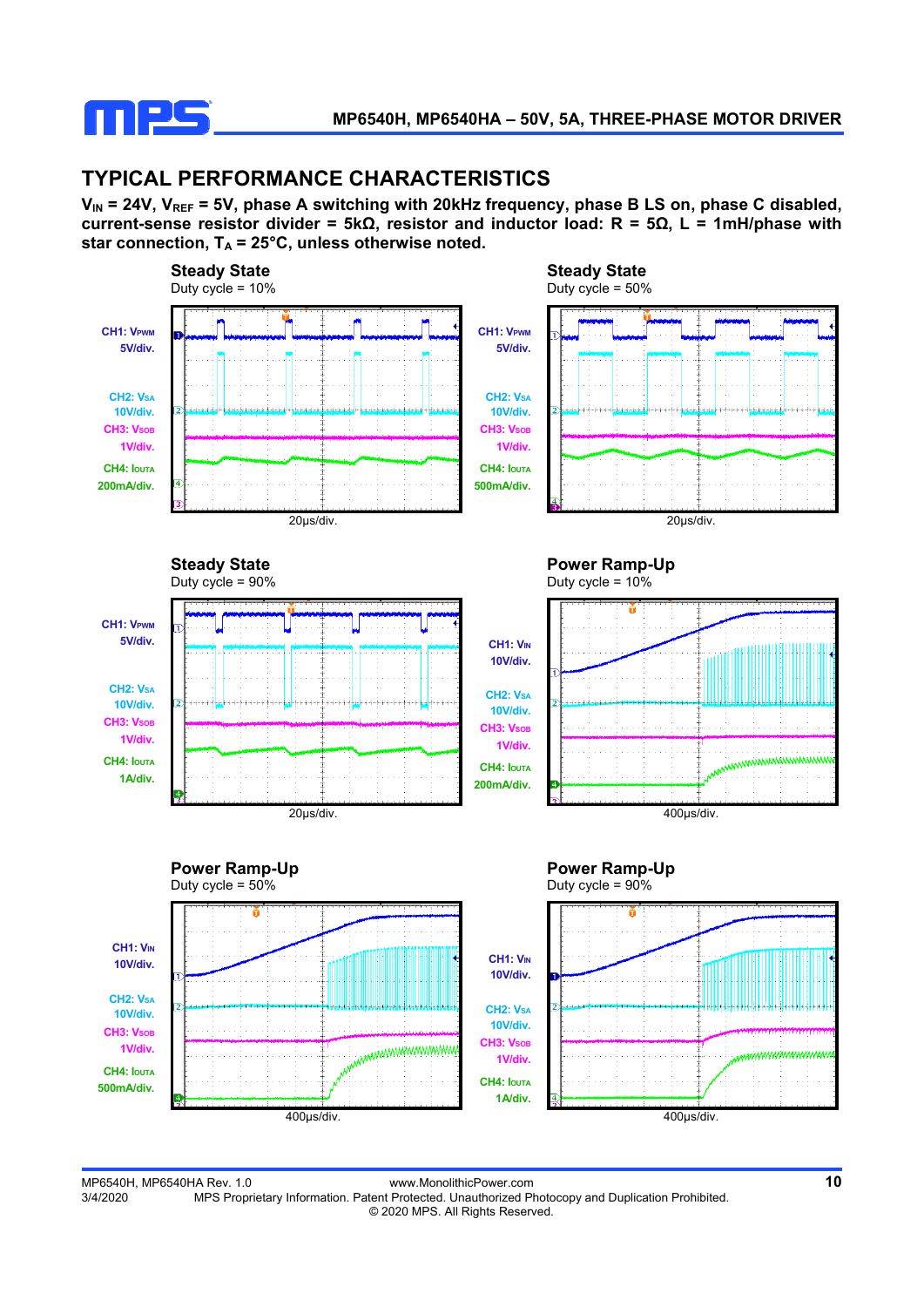## TYPICAL PERFORMANCE CHARACTERISTICS

**$V_{IN}$ = 24V, $V_{REF}$ = 5V, phase A switching with 20kHz frequency, phase B LS on, phase C disabled, current-sense resistor divider = 5kΩ, resistor and inductor load: R = 5Ω, L = 1mH/phase with star connection, $T_A$ = 25°C, unless otherwise noted.**

**Steady State**
Duty cycle = 10%

CH1: $V_{PWM}$ 5V/div.
CH2: $V_{SA}$ 10V/div.
CH3: $V_{SOB}$ 1V/div.
CH4: $I_{OUTA}$ 200mA/div.
20μs/div.

**Steady State**
Duty cycle = 50%

CH1: $V_{PWM}$ 5V/div.
CH2: $V_{SA}$ 10V/div.
CH3: $V_{SOB}$ 1V/div.
CH4: $I_{OUTA}$ 500mA/div.
20μs/div.

**Steady State**
Duty cycle = 90%

CH1: $V_{PWM}$ 5V/div.
CH2: $V_{SA}$ 10V/div.
CH3: $V_{SOB}$ 1V/div.
CH4: $I_{OUTA}$ 1A/div.
20μs/div.

**Power Ramp-Up**
Duty cycle = 10%

CH1: $V_{IN}$ 10V/div.
CH2: $V_{SA}$ 10V/div.
CH3: $V_{SOB}$ 1V/div.
CH4: $I_{OUTA}$ 200mA/div.
400μs/div.

**Power Ramp-Up**
Duty cycle = 50%

CH1: $V_{IN}$ 10V/div.
CH2: $V_{SA}$ 10V/div.
CH3: $V_{SOB}$ 1V/div.
CH4: $I_{OUTA}$ 500mA/div.
400μs/div.

**Power Ramp-Up**
Duty cycle = 90%

CH1: $V_{IN}$ 10V/div.
CH2: $V_{SA}$ 10V/div.
CH3: $V_{SOB}$ 1V/div.
CH4: $I_{OUTA}$ 1A/div.
400μs/div.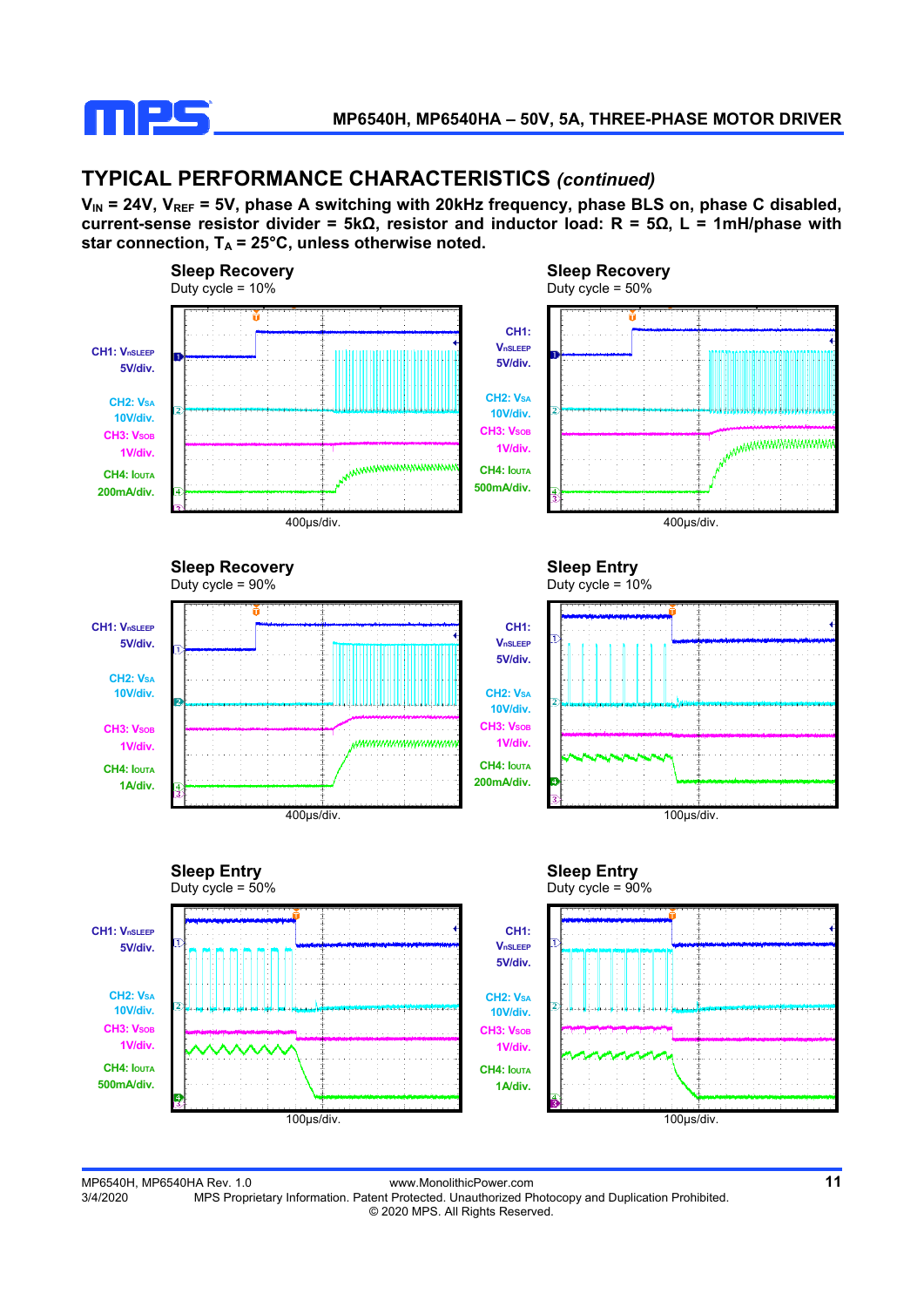## TYPICAL PERFORMANCE CHARACTERISTICS *(continued)*

**$V_{IN}$ = 24V, $V_{REF}$ = 5V, phase A switching with 20kHz frequency, phase BLS on, phase C disabled, current-sense resistor divider = 5kΩ, resistor and inductor load: R = 5Ω, L = 1mH/phase with star connection, $T_A$ = 25°C, unless otherwise noted.**

**Sleep Recovery**
Duty cycle = 10%

CH1: $V_{nSLEEP}$ 5V/div.
CH2: $V_{SA}$ 10V/div.
CH3: $V_{SOB}$ 1V/div.
CH4: $I_{OUTA}$ 200mA/div.
400µs/div.

**Sleep Recovery**
Duty cycle = 50%

CH1: $V_{nSLEEP}$ 5V/div.
CH2: $V_{SA}$ 10V/div.
CH3: $V_{SOB}$ 1V/div.
CH4: $I_{OUTA}$ 500mA/div.
400µs/div.

**Sleep Recovery**
Duty cycle = 90%

CH1: $V_{nSLEEP}$ 5V/div.
CH2: $V_{SA}$ 10V/div.
CH3: $V_{SOB}$ 1V/div.
CH4: $I_{OUTA}$ 1A/div.
400µs/div.

**Sleep Entry**
Duty cycle = 10%

CH1: $V_{nSLEEP}$ 5V/div.
CH2: $V_{SA}$ 10V/div.
CH3: $V_{SOB}$ 1V/div.
CH4: $I_{OUTA}$ 200mA/div.
100µs/div.

**Sleep Entry**
Duty cycle = 50%

CH1: $V_{nSLEEP}$ 5V/div.
CH2: $V_{SA}$ 10V/div.
CH3: $V_{SOB}$ 1V/div.
CH4: $I_{OUTA}$ 500mA/div.
100µs/div.

**Sleep Entry**
Duty cycle = 90%

CH1: $V_{nSLEEP}$ 5V/div.
CH2: $V_{SA}$ 10V/div.
CH3: $V_{SOB}$ 1V/div.
CH4: $I_{OUTA}$ 1A/div.
100µs/div.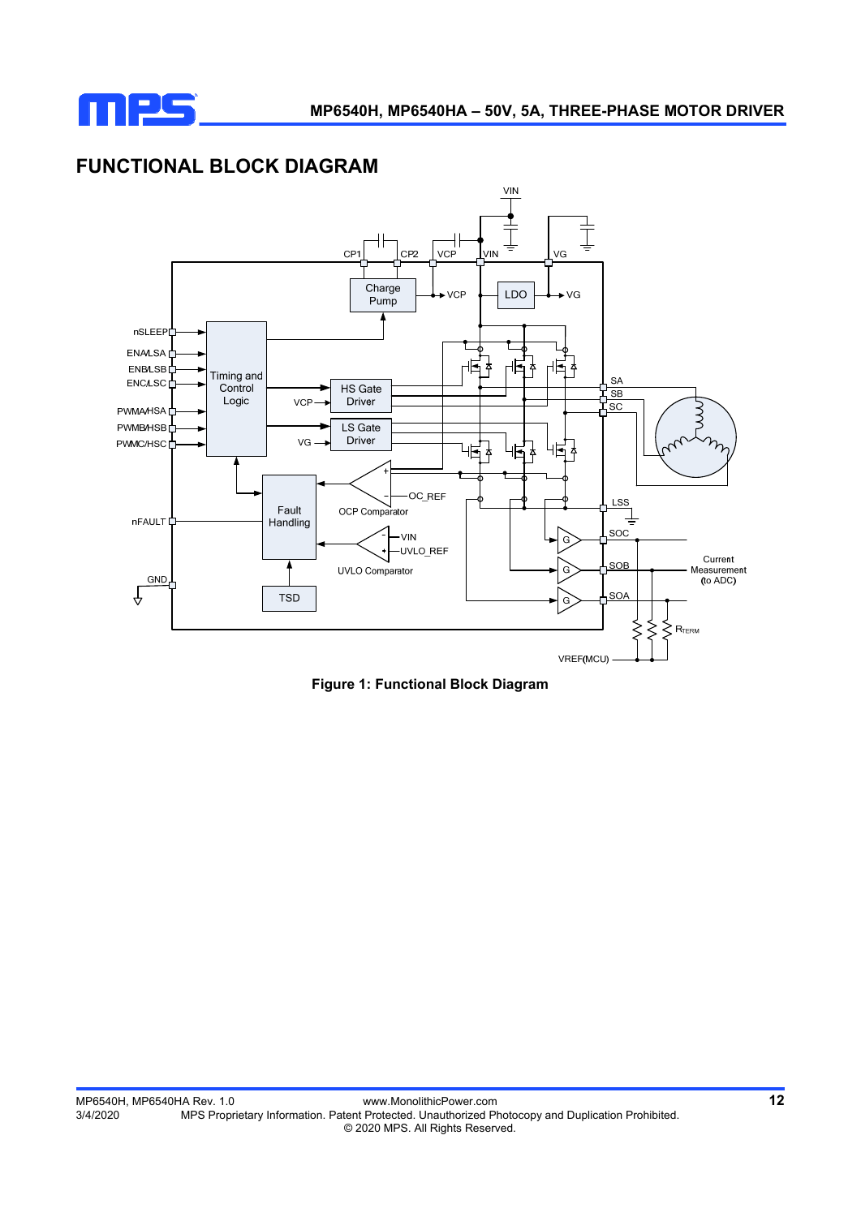## FUNCTIONAL BLOCK DIAGRAM

**Figure 1: Functional Block Diagram**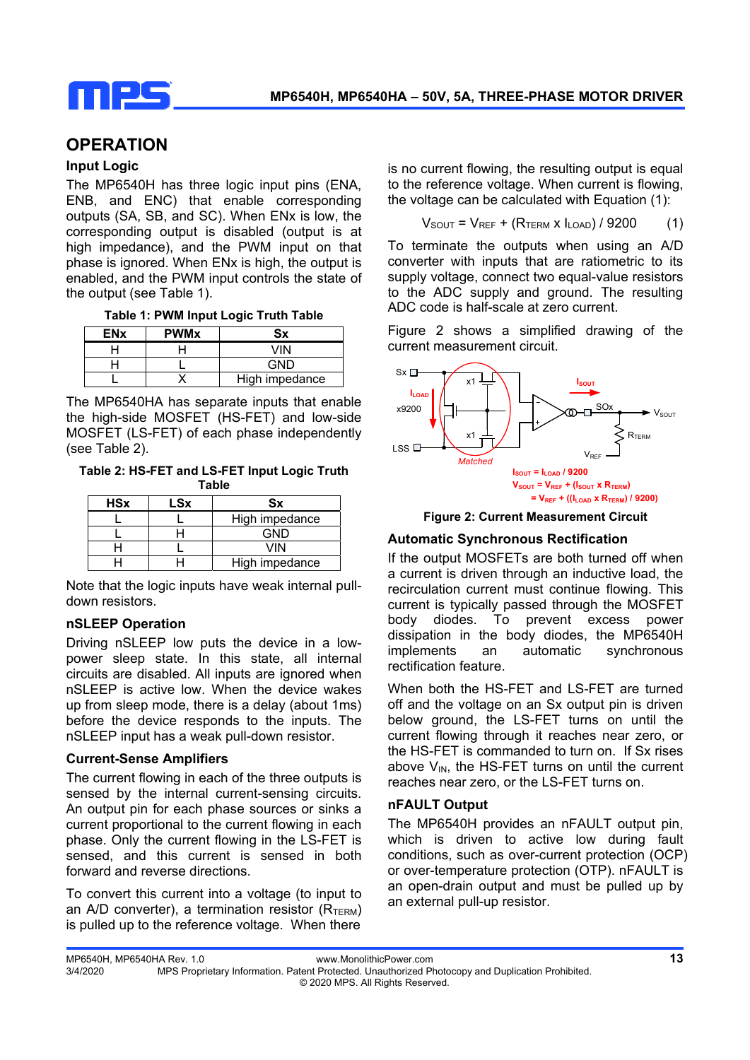# OPERATION

### Input Logic

The MP6540H has three logic input pins (ENA, ENB, and ENC) that enable corresponding outputs (SA, SB, and SC). When ENx is low, the corresponding output is disabled (output is at high impedance), and the PWM input on that phase is ignored. When ENx is high, the output is enabled, and the PWM input controls the state of the output (see Table 1).

**Table 1: PWM Input Logic Truth Table**

| ENx | PWMx | Sx |
|---|---|---|
| H | H | VIN |
| H | L | GND |
| L | X | High impedance |

The MP6540HA has separate inputs that enable the high-side MOSFET (HS-FET) and low-side MOSFET (LS-FET) of each phase independently (see Table 2).

**Table 2: HS-FET and LS-FET Input Logic Truth Table**

| HSx | LSx | Sx |
|---|---|---|
| L | L | High impedance |
| L | H | GND |
| H | L | VIN |
| H | H | High impedance |

Note that the logic inputs have weak internal pull-down resistors.

### nSLEEP Operation

Driving nSLEEP low puts the device in a low-power sleep state. In this state, all internal circuits are disabled. All inputs are ignored when nSLEEP is active low. When the device wakes up from sleep mode, there is a delay (about 1ms) before the device responds to the inputs. The nSLEEP input has a weak pull-down resistor.

### Current-Sense Amplifiers

The current flowing in each of the three outputs is sensed by the internal current-sensing circuits. An output pin for each phase sources or sinks a current proportional to the current flowing in each phase. Only the current flowing in the LS-FET is sensed, and this current is sensed in both forward and reverse directions.

To convert this current into a voltage (to input to an A/D converter), a termination resistor ($R_{TERM}$) is pulled up to the reference voltage. When there is no current flowing, the resulting output is equal to the reference voltage. When current is flowing, the voltage can be calculated with Equation (1):

$$V_{SOUT} = V_{REF} + (R_{TERM} \times I_{LOAD}) / 9200 \quad (1)$$

To terminate the outputs when using an A/D converter with inputs that are ratiometric to its supply voltage, connect two equal-value resistors to the ADC supply and ground. The resulting ADC code is half-scale at zero current.

Figure 2 shows a simplified drawing of the current measurement circuit.

$I_{SOUT} = I_{LOAD} / 9200$

$V_{SOUT} = V_{REF} + (I_{SOUT} \times R_{TERM})$

$= V_{REF} + ((I_{LOAD} \times R_{TERM}) / 9200)$

**Figure 2: Current Measurement Circuit**

### Automatic Synchronous Rectification

If the output MOSFETs are both turned off when a current is driven through an inductive load, the recirculation current must continue flowing. This current is typically passed through the MOSFET body diodes. To prevent excess power dissipation in the body diodes, the MP6540H implements an automatic synchronous rectification feature.

When both the HS-FET and LS-FET are turned off and the voltage on an Sx output pin is driven below ground, the LS-FET turns on until the current flowing through it reaches near zero, or the HS-FET is commanded to turn on. If Sx rises above $V_{IN}$, the HS-FET turns on until the current reaches near zero, or the LS-FET turns on.

### nFAULT Output

The MP6540H provides an nFAULT output pin, which is driven to active low during fault conditions, such as over-current protection (OCP) or over-temperature protection (OTP). nFAULT is an open-drain output and must be pulled up by an external pull-up resistor.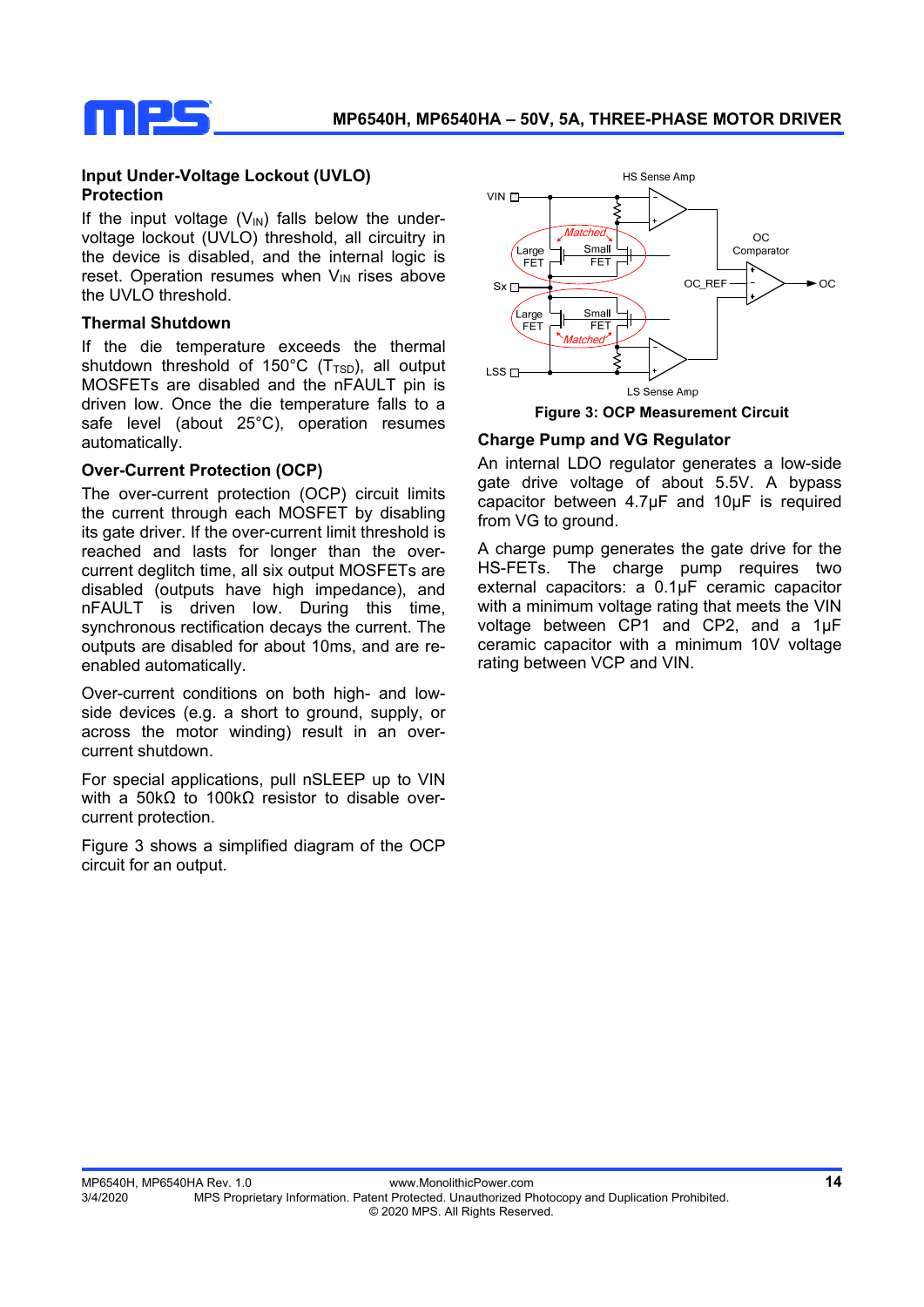### Input Under-Voltage Lockout (UVLO) Protection

If the input voltage ($V_{IN}$) falls below the under-voltage lockout (UVLO) threshold, all circuitry in the device is disabled, and the internal logic is reset. Operation resumes when $V_{IN}$ rises above the UVLO threshold.

### Thermal Shutdown

If the die temperature exceeds the thermal shutdown threshold of 150°C ($T_{TSD}$), all output MOSFETs are disabled and the nFAULT pin is driven low. Once the die temperature falls to a safe level (about 25°C), operation resumes automatically.

### Over-Current Protection (OCP)

The over-current protection (OCP) circuit limits the current through each MOSFET by disabling its gate driver. If the over-current limit threshold is reached and lasts for longer than the over-current deglitch time, all six output MOSFETs are disabled (outputs have high impedance), and nFAULT is driven low. During this time, synchronous rectification decays the current. The outputs are disabled for about 10ms, and are re-enabled automatically.

Over-current conditions on both high- and low-side devices (e.g. a short to ground, supply, or across the motor winding) result in an over-current shutdown.

For special applications, pull nSLEEP up to VIN with a 50kΩ to 100kΩ resistor to disable over-current protection.

Figure 3 shows a simplified diagram of the OCP circuit for an output.

**Figure 3: OCP Measurement Circuit**

### Charge Pump and VG Regulator

An internal LDO regulator generates a low-side gate drive voltage of about 5.5V. A bypass capacitor between 4.7µF and 10µF is required from VG to ground.

A charge pump generates the gate drive for the HS-FETs. The charge pump requires two external capacitors: a 0.1µF ceramic capacitor with a minimum voltage rating that meets the VIN voltage between CP1 and CP2, and a 1µF ceramic capacitor with a minimum 10V voltage rating between VCP and VIN.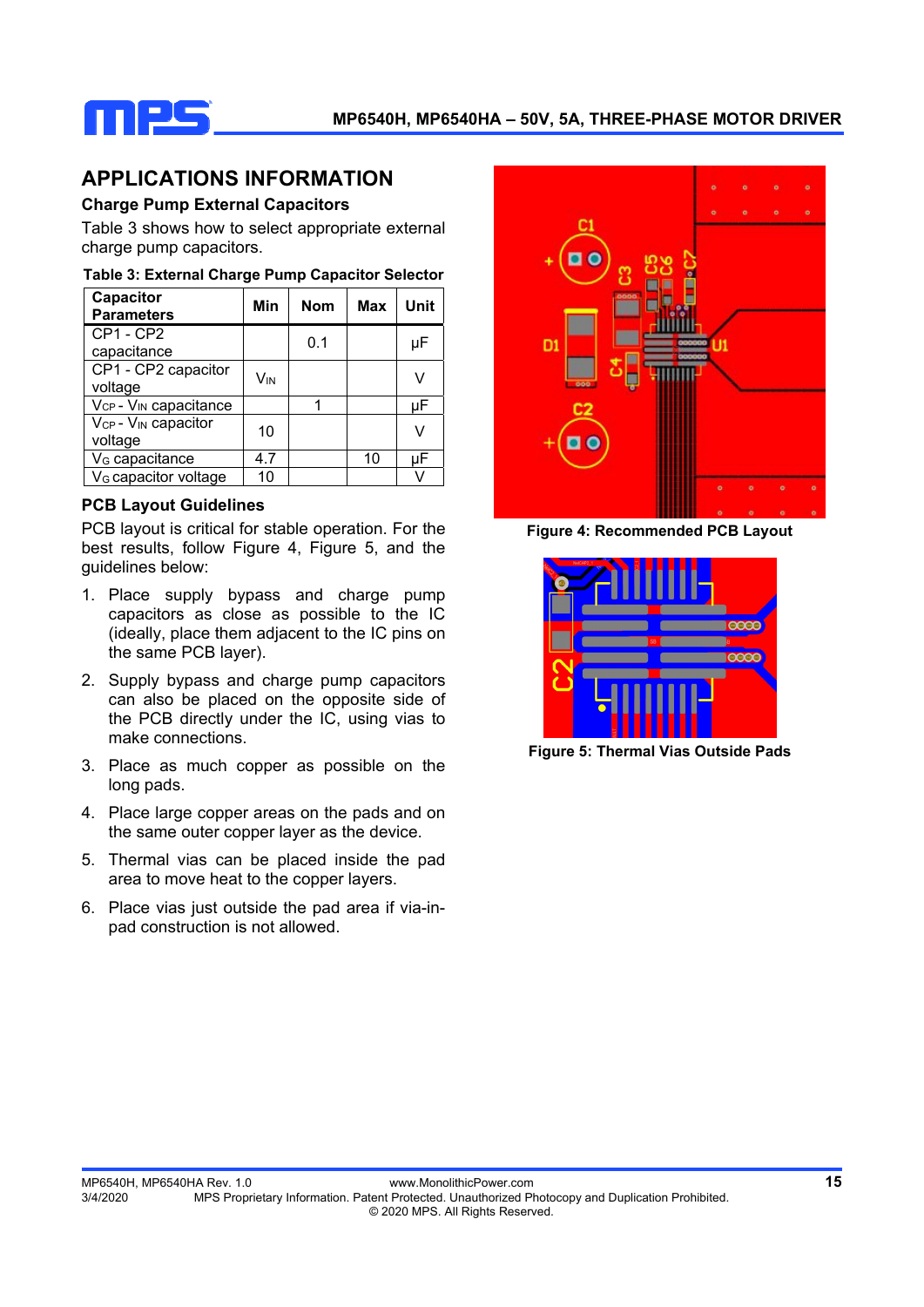## APPLICATIONS INFORMATION

### Charge Pump External Capacitors

Table 3 shows how to select appropriate external charge pump capacitors.

**Table 3: External Charge Pump Capacitor Selector**

| Capacitor Parameters | Min | Nom | Max | Unit |
|---|---|---|---|---|
| CP1 - CP2 capacitance | | 0.1 | | μF |
| CP1 - CP2 capacitor voltage | $V_{IN}$ | | | V |
| $V_{CP}$ - $V_{IN}$ capacitance | | 1 | | μF |
| $V_{CP}$ - $V_{IN}$ capacitor voltage | 10 | | | V |
| $V_G$ capacitance | 4.7 | | 10 | μF |
| $V_G$ capacitor voltage | 10 | | | V |

### PCB Layout Guidelines

PCB layout is critical for stable operation. For the best results, follow Figure 4, Figure 5, and the guidelines below:

1. Place supply bypass and charge pump capacitors as close as possible to the IC (ideally, place them adjacent to the IC pins on the same PCB layer).
2. Supply bypass and charge pump capacitors can also be placed on the opposite side of the PCB directly under the IC, using vias to make connections.
3. Place as much copper as possible on the long pads.
4. Place large copper areas on the pads and on the same outer copper layer as the device.
5. Thermal vias can be placed inside the pad area to move heat to the copper layers.
6. Place vias just outside the pad area if via-in-pad construction is not allowed.

**Figure 4: Recommended PCB Layout**

**Figure 5: Thermal Vias Outside Pads**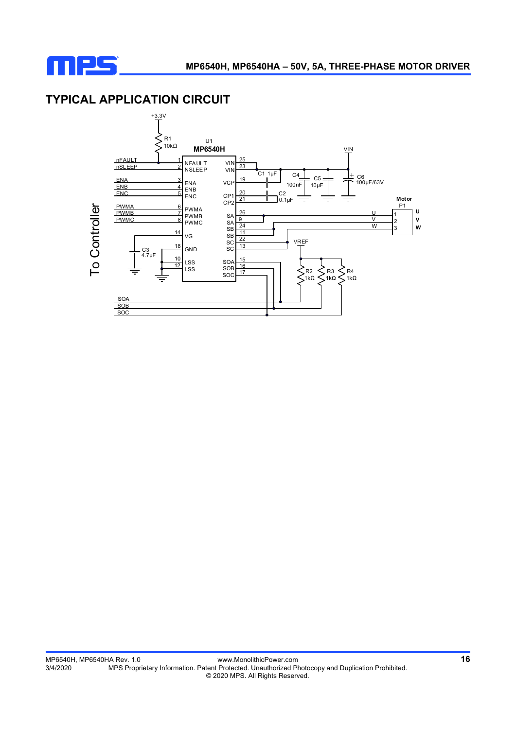## TYPICAL APPLICATION CIRCUIT

+3.3V

R1 10kΩ

U1 MP6540H

| Pin | Name | | Pin | Name |
|---|---|---|---|---|
| 1 | NFAULT | | 25 | VIN |
| 2 | NSLEEP | | 23 | VIN |
| 3 | ENA | | 19 | VCP |
| 4 | ENB | | 20 | CP1 |
| 5 | ENC | | 21 | CP2 |
| 6 | PWMA | | 26 | SA |
| 7 | PWMB | | 9 | SA |
| 8 | PWMC | | 24 | SB |
| 14 | VG | | 11 | SB |
| 18 | GND | | 22 | SC |
| 10 | LSS | | 13 | SC |
| 12 | LSS | | 15 | SOA |
| | | | 16 | SOB |
| | | | 17 | SOC |

To Controller: nFAULT, nSLEEP, ENA, ENB, ENC, PWMA, PWMB, PWMC, SOA, SOB, SOC

C1 1μF, C2 0.1μF, C3 4.7μF, C4 100nF, C5 10μF, C6 100μF/63V

VIN

VREF

R2 1kΩ, R3 1kΩ, R4 1kΩ

Motor P1: 1 – U, 2 – V, 3 – W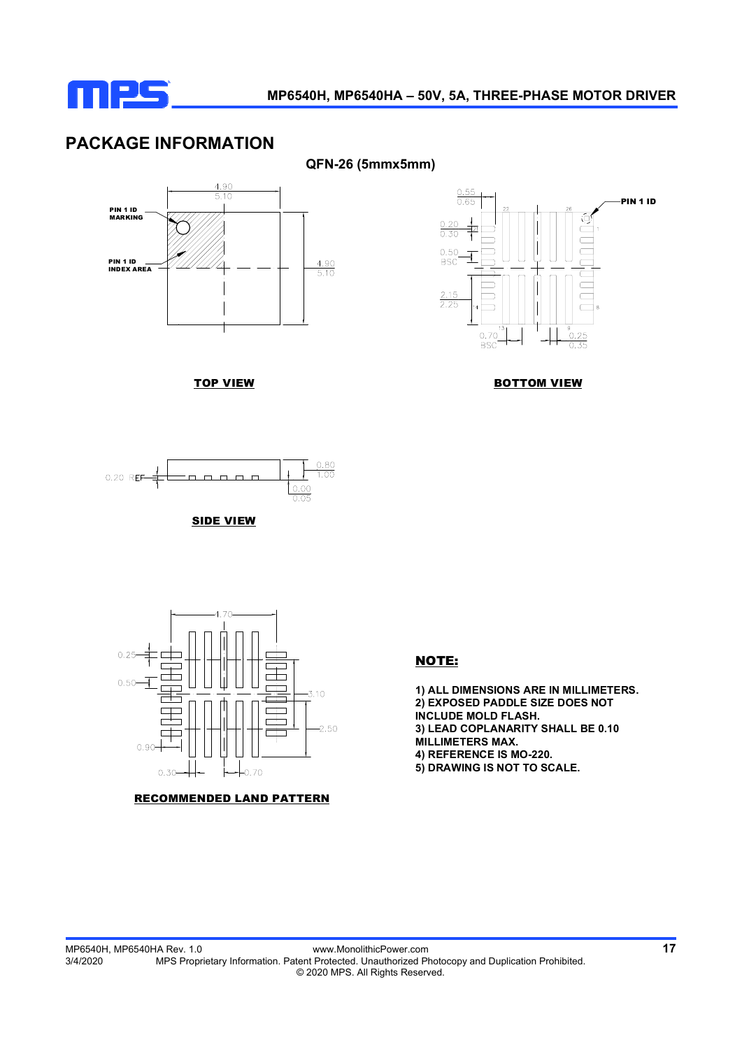## PACKAGE INFORMATION

**QFN-26 (5mmx5mm)**

PIN 1 ID MARKING

PIN 1 ID INDEX AREA

4.90
5.10

4.90
5.10

**TOP VIEW**

PIN 1 ID

0.55
0.65

0.20
0.30

0.50
BSC

2.15
2.25

0.70
BSC

0.25
0.35

**BOTTOM VIEW**

0.20 REF

0.80
1.00

0.00
0.05

**SIDE VIEW**

4.70

0.25

0.50

3.10

2.50

0.90

0.30

0.70

**RECOMMENDED LAND PATTERN**

**NOTE:**

1) ALL DIMENSIONS ARE IN MILLIMETERS.
2) EXPOSED PADDLE SIZE DOES NOT INCLUDE MOLD FLASH.
3) LEAD COPLANARITY SHALL BE 0.10 MILLIMETERS MAX.
4) REFERENCE IS MO-220.
5) DRAWING IS NOT TO SCALE.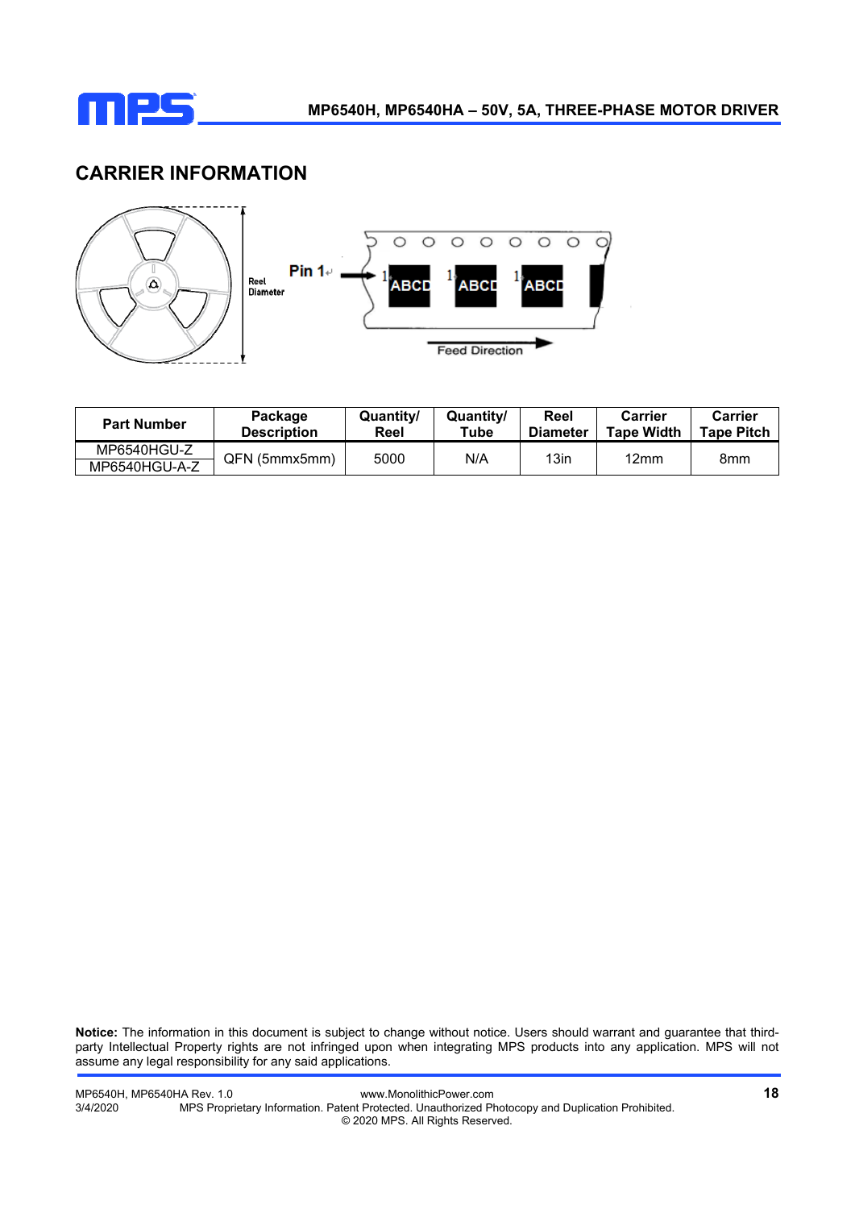## CARRIER INFORMATION

Reel Diameter

Pin 1

ABCD ABCD ABCD

Feed Direction

| Part Number | Package Description | Quantity/ Reel | Quantity/ Tube | Reel Diameter | Carrier Tape Width | Carrier Tape Pitch |
|---|---|---|---|---|---|---|
| MP6540HGU-Z<br>MP6540HGU-A-Z | QFN (5mmx5mm) | 5000 | N/A | 13in | 12mm | 8mm |

**Notice:** The information in this document is subject to change without notice. Users should warrant and guarantee that third-party Intellectual Property rights are not infringed upon when integrating MPS products into any application. MPS will not assume any legal responsibility for any said applications.